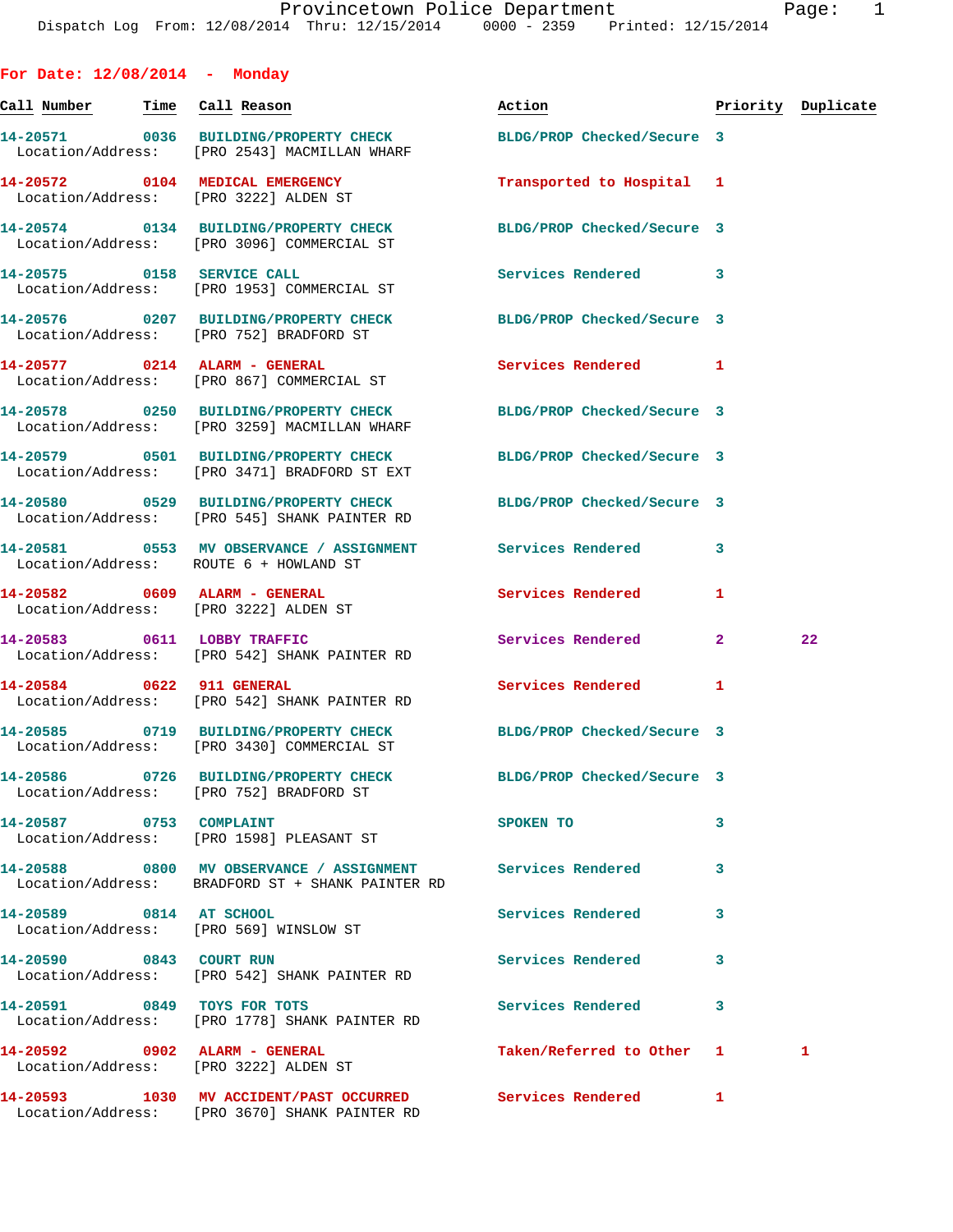Provincetown Police Department
Dispatch Log From: 12/08/2014 Thru: 12/15/2014 0000 - 2359 Printed: 12/15/2014

## For Date: 12/08/2014 - Monday

| Call Number | Time | Call Reason | Action | Priority | Duplicate |
|---|---|---|---|---|---|
| 14-20571 | 0036 | BUILDING/PROPERTY CHECK | BLDG/PROP Checked/Secure | 3 | |
| Location/Address: | | [PRO 2543] MACMILLAN WHARF | | | |
| 14-20572 | 0104 | MEDICAL EMERGENCY | Transported to Hospital | 1 | |
| Location/Address: | | [PRO 3222] ALDEN ST | | | |
| 14-20574 | 0134 | BUILDING/PROPERTY CHECK | BLDG/PROP Checked/Secure | 3 | |
| Location/Address: | | [PRO 3096] COMMERCIAL ST | | | |
| 14-20575 | 0158 | SERVICE CALL | Services Rendered | 3 | |
| Location/Address: | | [PRO 1953] COMMERCIAL ST | | | |
| 14-20576 | 0207 | BUILDING/PROPERTY CHECK | BLDG/PROP Checked/Secure | 3 | |
| Location/Address: | | [PRO 752] BRADFORD ST | | | |
| 14-20577 | 0214 | ALARM - GENERAL | Services Rendered | 1 | |
| Location/Address: | | [PRO 867] COMMERCIAL ST | | | |
| 14-20578 | 0250 | BUILDING/PROPERTY CHECK | BLDG/PROP Checked/Secure | 3 | |
| Location/Address: | | [PRO 3259] MACMILLAN WHARF | | | |
| 14-20579 | 0501 | BUILDING/PROPERTY CHECK | BLDG/PROP Checked/Secure | 3 | |
| Location/Address: | | [PRO 3471] BRADFORD ST EXT | | | |
| 14-20580 | 0529 | BUILDING/PROPERTY CHECK | BLDG/PROP Checked/Secure | 3 | |
| Location/Address: | | [PRO 545] SHANK PAINTER RD | | | |
| 14-20581 | 0553 | MV OBSERVANCE / ASSIGNMENT | Services Rendered | 3 | |
| Location/Address: | | ROUTE 6 + HOWLAND ST | | | |
| 14-20582 | 0609 | ALARM - GENERAL | Services Rendered | 1 | |
| Location/Address: | | [PRO 3222] ALDEN ST | | | |
| 14-20583 | 0611 | LOBBY TRAFFIC | Services Rendered | 2 | 22 |
| Location/Address: | | [PRO 542] SHANK PAINTER RD | | | |
| 14-20584 | 0622 | 911 GENERAL | Services Rendered | 1 | |
| Location/Address: | | [PRO 542] SHANK PAINTER RD | | | |
| 14-20585 | 0719 | BUILDING/PROPERTY CHECK | BLDG/PROP Checked/Secure | 3 | |
| Location/Address: | | [PRO 3430] COMMERCIAL ST | | | |
| 14-20586 | 0726 | BUILDING/PROPERTY CHECK | BLDG/PROP Checked/Secure | 3 | |
| Location/Address: | | [PRO 752] BRADFORD ST | | | |
| 14-20587 | 0753 | COMPLAINT | SPOKEN TO | 3 | |
| Location/Address: | | [PRO 1598] PLEASANT ST | | | |
| 14-20588 | 0800 | MV OBSERVANCE / ASSIGNMENT | Services Rendered | 3 | |
| Location/Address: | | BRADFORD ST + SHANK PAINTER RD | | | |
| 14-20589 | 0814 | AT SCHOOL | Services Rendered | 3 | |
| Location/Address: | | [PRO 569] WINSLOW ST | | | |
| 14-20590 | 0843 | COURT RUN | Services Rendered | 3 | |
| Location/Address: | | [PRO 542] SHANK PAINTER RD | | | |
| 14-20591 | 0849 | TOYS FOR TOTS | Services Rendered | 3 | |
| Location/Address: | | [PRO 1778] SHANK PAINTER RD | | | |
| 14-20592 | 0902 | ALARM - GENERAL | Taken/Referred to Other | 1 | 1 |
| Location/Address: | | [PRO 3222] ALDEN ST | | | |
| 14-20593 | 1030 | MV ACCIDENT/PAST OCCURRED | Services Rendered | 1 | |
| Location/Address: | | [PRO 3670] SHANK PAINTER RD | | | |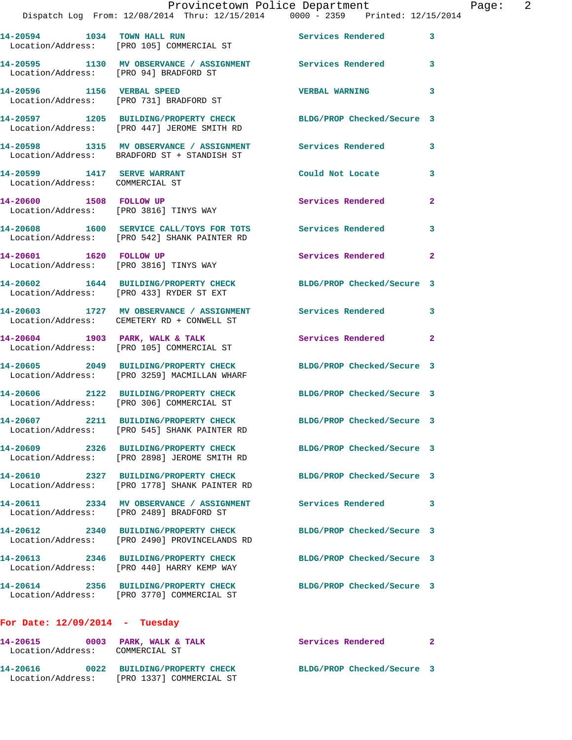14-20594 1034 TOWN HALL RUN Services Rendered 3
Location/Address: [PRO 105] COMMERCIAL ST

14-20595 1130 MV OBSERVANCE / ASSIGNMENT Services Rendered 3
Location/Address: [PRO 94] BRADFORD ST

14-20596 1156 VERBAL SPEED VERBAL WARNING 3
Location/Address: [PRO 731] BRADFORD ST

14-20597 1205 BUILDING/PROPERTY CHECK BLDG/PROP Checked/Secure 3
Location/Address: [PRO 447] JEROME SMITH RD

14-20598 1315 MV OBSERVANCE / ASSIGNMENT Services Rendered 3
Location/Address: BRADFORD ST + STANDISH ST

14-20599 1417 SERVE WARRANT Could Not Locate 3
Location/Address: COMMERCIAL ST

14-20600 1508 FOLLOW UP Services Rendered 2
Location/Address: [PRO 3816] TINYS WAY

14-20608 1600 SERVICE CALL/TOYS FOR TOTS Services Rendered 3
Location/Address: [PRO 542] SHANK PAINTER RD

14-20601 1620 FOLLOW UP Services Rendered 2
Location/Address: [PRO 3816] TINYS WAY

14-20602 1644 BUILDING/PROPERTY CHECK BLDG/PROP Checked/Secure 3
Location/Address: [PRO 433] RYDER ST EXT

14-20603 1727 MV OBSERVANCE / ASSIGNMENT Services Rendered 3
Location/Address: CEMETERY RD + CONWELL ST

14-20604 1903 PARK, WALK & TALK Services Rendered 2
Location/Address: [PRO 105] COMMERCIAL ST

14-20605 2049 BUILDING/PROPERTY CHECK BLDG/PROP Checked/Secure 3
Location/Address: [PRO 3259] MACMILLAN WHARF

14-20606 2122 BUILDING/PROPERTY CHECK BLDG/PROP Checked/Secure 3
Location/Address: [PRO 306] COMMERCIAL ST

14-20607 2211 BUILDING/PROPERTY CHECK BLDG/PROP Checked/Secure 3
Location/Address: [PRO 545] SHANK PAINTER RD

14-20609 2326 BUILDING/PROPERTY CHECK BLDG/PROP Checked/Secure 3
Location/Address: [PRO 2898] JEROME SMITH RD

14-20610 2327 BUILDING/PROPERTY CHECK BLDG/PROP Checked/Secure 3
Location/Address: [PRO 1778] SHANK PAINTER RD

14-20611 2334 MV OBSERVANCE / ASSIGNMENT Services Rendered 3
Location/Address: [PRO 2489] BRADFORD ST

14-20612 2340 BUILDING/PROPERTY CHECK BLDG/PROP Checked/Secure 3
Location/Address: [PRO 2490] PROVINCELANDS RD

14-20613 2346 BUILDING/PROPERTY CHECK BLDG/PROP Checked/Secure 3
Location/Address: [PRO 440] HARRY KEMP WAY

14-20614 2356 BUILDING/PROPERTY CHECK BLDG/PROP Checked/Secure 3
Location/Address: [PRO 3770] COMMERCIAL ST

## For Date: 12/09/2014 - Tuesday

14-20615 0003 PARK, WALK & TALK Services Rendered 2
Location/Address: COMMERCIAL ST

14-20616 0022 BUILDING/PROPERTY CHECK BLDG/PROP Checked/Secure 3
Location/Address: [PRO 1337] COMMERCIAL ST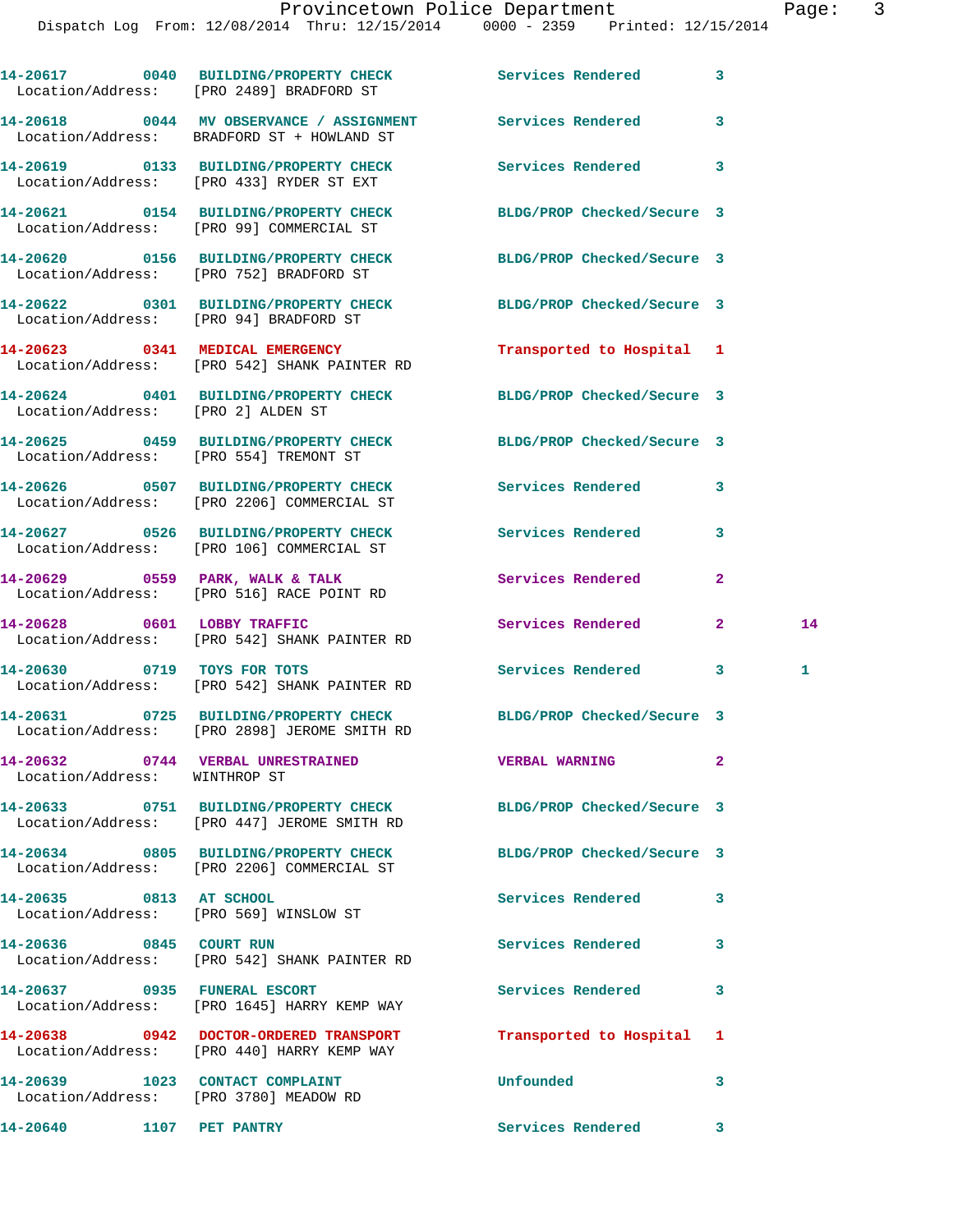14-20617 0040 BUILDING/PROPERTY CHECK Services Rendered 3
Location/Address: [PRO 2489] BRADFORD ST

14-20618 0044 MV OBSERVANCE / ASSIGNMENT Services Rendered 3
Location/Address: BRADFORD ST + HOWLAND ST

14-20619 0133 BUILDING/PROPERTY CHECK Services Rendered 3
Location/Address: [PRO 433] RYDER ST EXT

14-20621 0154 BUILDING/PROPERTY CHECK BLDG/PROP Checked/Secure 3
Location/Address: [PRO 99] COMMERCIAL ST

14-20620 0156 BUILDING/PROPERTY CHECK BLDG/PROP Checked/Secure 3
Location/Address: [PRO 752] BRADFORD ST

14-20622 0301 BUILDING/PROPERTY CHECK BLDG/PROP Checked/Secure 3
Location/Address: [PRO 94] BRADFORD ST

14-20623 0341 MEDICAL EMERGENCY Transported to Hospital 1
Location/Address: [PRO 542] SHANK PAINTER RD

14-20624 0401 BUILDING/PROPERTY CHECK BLDG/PROP Checked/Secure 3
Location/Address: [PRO 2] ALDEN ST

14-20625 0459 BUILDING/PROPERTY CHECK BLDG/PROP Checked/Secure 3
Location/Address: [PRO 554] TREMONT ST

14-20626 0507 BUILDING/PROPERTY CHECK Services Rendered 3
Location/Address: [PRO 2206] COMMERCIAL ST

14-20627 0526 BUILDING/PROPERTY CHECK Services Rendered 3
Location/Address: [PRO 106] COMMERCIAL ST

14-20629 0559 PARK, WALK & TALK Services Rendered 2
Location/Address: [PRO 516] RACE POINT RD

14-20628 0601 LOBBY TRAFFIC Services Rendered 2 14
Location/Address: [PRO 542] SHANK PAINTER RD

14-20630 0719 TOYS FOR TOTS Services Rendered 3 1
Location/Address: [PRO 542] SHANK PAINTER RD

14-20631 0725 BUILDING/PROPERTY CHECK BLDG/PROP Checked/Secure 3
Location/Address: [PRO 2898] JEROME SMITH RD

14-20632 0744 VERBAL UNRESTRAINED VERBAL WARNING 2
Location/Address: WINTHROP ST

14-20633 0751 BUILDING/PROPERTY CHECK BLDG/PROP Checked/Secure 3
Location/Address: [PRO 447] JEROME SMITH RD

14-20634 0805 BUILDING/PROPERTY CHECK BLDG/PROP Checked/Secure 3
Location/Address: [PRO 2206] COMMERCIAL ST

14-20635 0813 AT SCHOOL Services Rendered 3
Location/Address: [PRO 569] WINSLOW ST

14-20636 0845 COURT RUN Services Rendered 3
Location/Address: [PRO 542] SHANK PAINTER RD

14-20637 0935 FUNERAL ESCORT Services Rendered 3
Location/Address: [PRO 1645] HARRY KEMP WAY

14-20638 0942 DOCTOR-ORDERED TRANSPORT Transported to Hospital 1
Location/Address: [PRO 440] HARRY KEMP WAY

14-20639 1023 CONTACT COMPLAINT Unfounded 3
Location/Address: [PRO 3780] MEADOW RD

14-20640 1107 PET PANTRY Services Rendered 3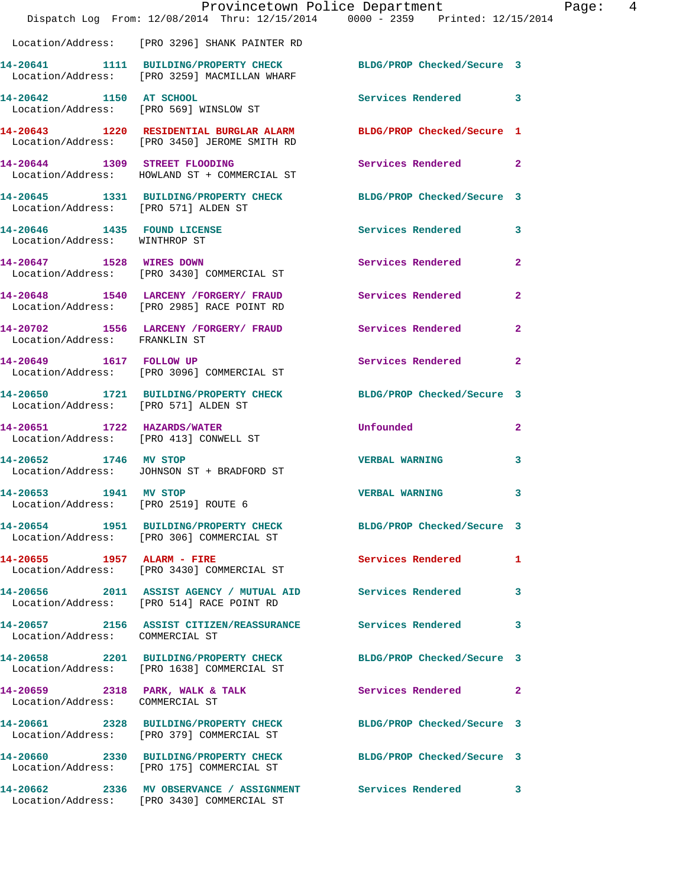Location/Address: [PRO 3296] SHANK PAINTER RD

**14-20641 1111 BUILDING/PROPERTY CHECK** BLDG/PROP Checked/Secure 3
Location/Address: [PRO 3259] MACMILLAN WHARF

**14-20642 1150 AT SCHOOL** Services Rendered 3
Location/Address: [PRO 569] WINSLOW ST

**14-20643 1220 RESIDENTIAL BURGLAR ALARM** BLDG/PROP Checked/Secure 1
Location/Address: [PRO 3450] JEROME SMITH RD

**14-20644 1309 STREET FLOODING** Services Rendered 2
Location/Address: HOWLAND ST + COMMERCIAL ST

**14-20645 1331 BUILDING/PROPERTY CHECK** BLDG/PROP Checked/Secure 3
Location/Address: [PRO 571] ALDEN ST

**14-20646 1435 FOUND LICENSE** Services Rendered 3
Location/Address: WINTHROP ST

**14-20647 1528 WIRES DOWN** Services Rendered 2
Location/Address: [PRO 3430] COMMERCIAL ST

**14-20648 1540 LARCENY /FORGERY/ FRAUD** Services Rendered 2
Location/Address: [PRO 2985] RACE POINT RD

**14-20702 1556 LARCENY /FORGERY/ FRAUD** Services Rendered 2
Location/Address: FRANKLIN ST

**14-20649 1617 FOLLOW UP** Services Rendered 2
Location/Address: [PRO 3096] COMMERCIAL ST

**14-20650 1721 BUILDING/PROPERTY CHECK** BLDG/PROP Checked/Secure 3
Location/Address: [PRO 571] ALDEN ST

**14-20651 1722 HAZARDS/WATER** Unfounded 2
Location/Address: [PRO 413] CONWELL ST

**14-20652 1746 MV STOP** VERBAL WARNING 3
Location/Address: JOHNSON ST + BRADFORD ST

**14-20653 1941 MV STOP** VERBAL WARNING 3
Location/Address: [PRO 2519] ROUTE 6

**14-20654 1951 BUILDING/PROPERTY CHECK** BLDG/PROP Checked/Secure 3
Location/Address: [PRO 306] COMMERCIAL ST

**14-20655 1957 ALARM - FIRE** Services Rendered 1
Location/Address: [PRO 3430] COMMERCIAL ST

**14-20656 2011 ASSIST AGENCY / MUTUAL AID** Services Rendered 3
Location/Address: [PRO 514] RACE POINT RD

**14-20657 2156 ASSIST CITIZEN/REASSURANCE** Services Rendered 3
Location/Address: COMMERCIAL ST

**14-20658 2201 BUILDING/PROPERTY CHECK** BLDG/PROP Checked/Secure 3
Location/Address: [PRO 1638] COMMERCIAL ST

**14-20659 2318 PARK, WALK & TALK** Services Rendered 2
Location/Address: COMMERCIAL ST

**14-20661 2328 BUILDING/PROPERTY CHECK** BLDG/PROP Checked/Secure 3
Location/Address: [PRO 379] COMMERCIAL ST

**14-20660 2330 BUILDING/PROPERTY CHECK** BLDG/PROP Checked/Secure 3
Location/Address: [PRO 175] COMMERCIAL ST

**14-20662 2336 MV OBSERVANCE / ASSIGNMENT** Services Rendered 3
Location/Address: [PRO 3430] COMMERCIAL ST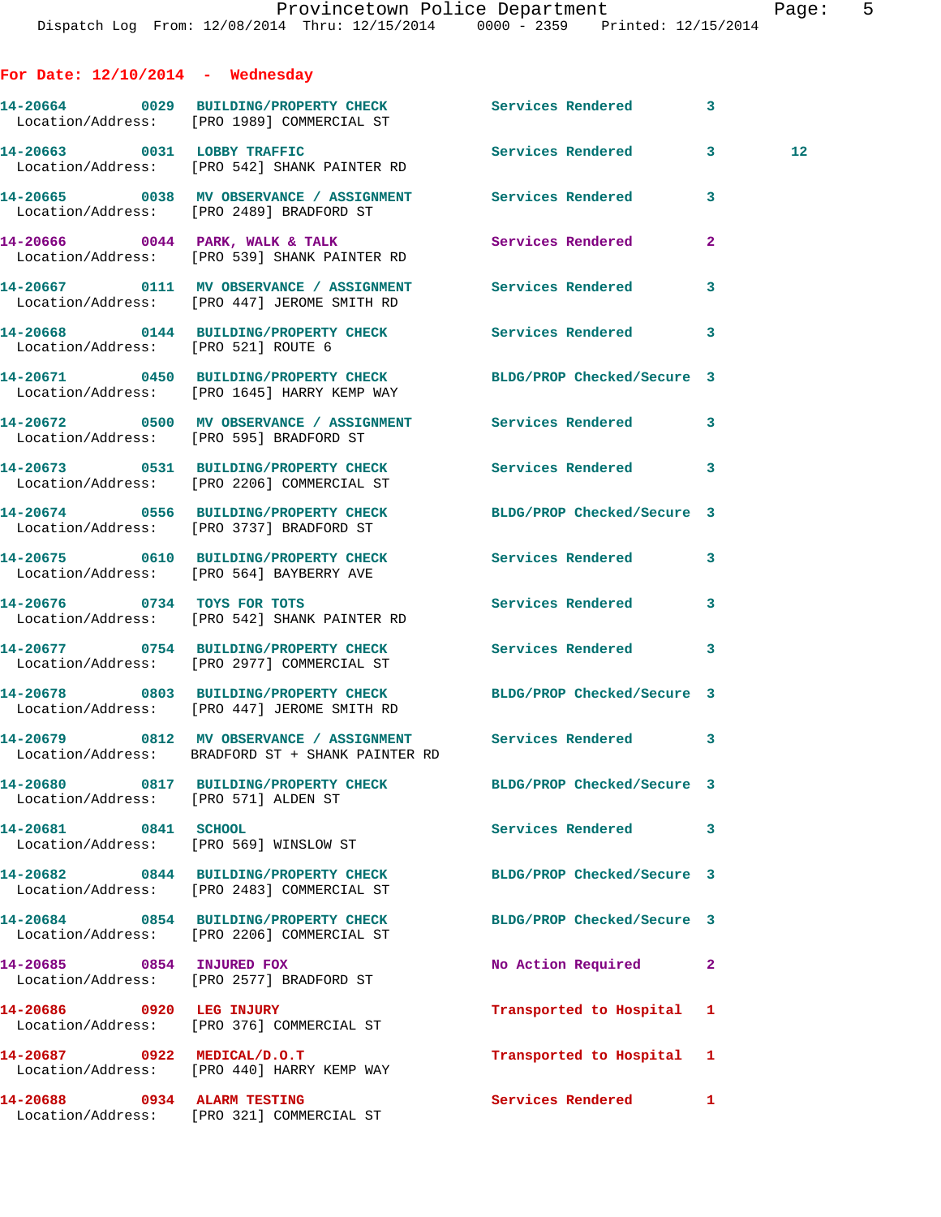**For Date: 12/10/2014 - Wednesday**

| | | | | | |
|---|---|---|---|---|---|
| 14-20664 | 0029 | BUILDING/PROPERTY CHECK | Services Rendered | 3 | |
| Location/Address: | | [PRO 1989] COMMERCIAL ST | | | |
| 14-20663 | 0031 | LOBBY TRAFFIC | Services Rendered | 3 | 12 |
| Location/Address: | | [PRO 542] SHANK PAINTER RD | | | |
| 14-20665 | 0038 | MV OBSERVANCE / ASSIGNMENT | Services Rendered | 3 | |
| Location/Address: | | [PRO 2489] BRADFORD ST | | | |
| 14-20666 | 0044 | PARK, WALK & TALK | Services Rendered | 2 | |
| Location/Address: | | [PRO 539] SHANK PAINTER RD | | | |
| 14-20667 | 0111 | MV OBSERVANCE / ASSIGNMENT | Services Rendered | 3 | |
| Location/Address: | | [PRO 447] JEROME SMITH RD | | | |
| 14-20668 | 0144 | BUILDING/PROPERTY CHECK | Services Rendered | 3 | |
| Location/Address: | | [PRO 521] ROUTE 6 | | | |
| 14-20671 | 0450 | BUILDING/PROPERTY CHECK | BLDG/PROP Checked/Secure | 3 | |
| Location/Address: | | [PRO 1645] HARRY KEMP WAY | | | |
| 14-20672 | 0500 | MV OBSERVANCE / ASSIGNMENT | Services Rendered | 3 | |
| Location/Address: | | [PRO 595] BRADFORD ST | | | |
| 14-20673 | 0531 | BUILDING/PROPERTY CHECK | Services Rendered | 3 | |
| Location/Address: | | [PRO 2206] COMMERCIAL ST | | | |
| 14-20674 | 0556 | BUILDING/PROPERTY CHECK | BLDG/PROP Checked/Secure | 3 | |
| Location/Address: | | [PRO 3737] BRADFORD ST | | | |
| 14-20675 | 0610 | BUILDING/PROPERTY CHECK | Services Rendered | 3 | |
| Location/Address: | | [PRO 564] BAYBERRY AVE | | | |
| 14-20676 | 0734 | TOYS FOR TOTS | Services Rendered | 3 | |
| Location/Address: | | [PRO 542] SHANK PAINTER RD | | | |
| 14-20677 | 0754 | BUILDING/PROPERTY CHECK | Services Rendered | 3 | |
| Location/Address: | | [PRO 2977] COMMERCIAL ST | | | |
| 14-20678 | 0803 | BUILDING/PROPERTY CHECK | BLDG/PROP Checked/Secure | 3 | |
| Location/Address: | | [PRO 447] JEROME SMITH RD | | | |
| 14-20679 | 0812 | MV OBSERVANCE / ASSIGNMENT | Services Rendered | 3 | |
| Location/Address: | | BRADFORD ST + SHANK PAINTER RD | | | |
| 14-20680 | 0817 | BUILDING/PROPERTY CHECK | BLDG/PROP Checked/Secure | 3 | |
| Location/Address: | | [PRO 571] ALDEN ST | | | |
| 14-20681 | 0841 | SCHOOL | Services Rendered | 3 | |
| Location/Address: | | [PRO 569] WINSLOW ST | | | |
| 14-20682 | 0844 | BUILDING/PROPERTY CHECK | BLDG/PROP Checked/Secure | 3 | |
| Location/Address: | | [PRO 2483] COMMERCIAL ST | | | |
| 14-20684 | 0854 | BUILDING/PROPERTY CHECK | BLDG/PROP Checked/Secure | 3 | |
| Location/Address: | | [PRO 2206] COMMERCIAL ST | | | |
| 14-20685 | 0854 | INJURED FOX | No Action Required | 2 | |
| Location/Address: | | [PRO 2577] BRADFORD ST | | | |
| 14-20686 | 0920 | LEG INJURY | Transported to Hospital | 1 | |
| Location/Address: | | [PRO 376] COMMERCIAL ST | | | |
| 14-20687 | 0922 | MEDICAL/D.O.T | Transported to Hospital | 1 | |
| Location/Address: | | [PRO 440] HARRY KEMP WAY | | | |
| 14-20688 | 0934 | ALARM TESTING | Services Rendered | 1 | |
| Location/Address: | | [PRO 321] COMMERCIAL ST | | | |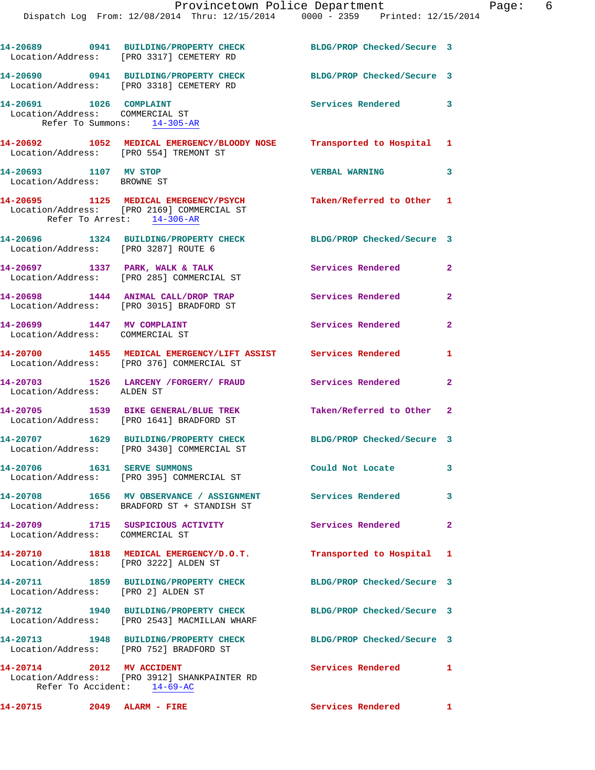```
14-20689        0941   BUILDING/PROPERTY CHECK            BLDG/PROP Checked/Secure  3
  Location/Address:    [PRO 3317] CEMETERY RD

14-20690        0941   BUILDING/PROPERTY CHECK            BLDG/PROP Checked/Secure  3
  Location/Address:    [PRO 3318] CEMETERY RD

14-20691        1026   COMPLAINT                          Services Rendered         3
  Location/Address:    COMMERCIAL ST
        Refer To Summons:    14-305-AR

14-20692        1052   MEDICAL EMERGENCY/BLOODY NOSE      Transported to Hospital   1
  Location/Address:    [PRO 554] TREMONT ST

14-20693        1107   MV STOP                            VERBAL WARNING            3
  Location/Address:    BROWNE ST

14-20695        1125   MEDICAL EMERGENCY/PSYCH            Taken/Referred to Other   1
  Location/Address:    [PRO 2169] COMMERCIAL ST
         Refer To Arrest:    14-306-AR

14-20696        1324   BUILDING/PROPERTY CHECK            BLDG/PROP Checked/Secure  3
  Location/Address:    [PRO 3287] ROUTE 6

14-20697        1337   PARK, WALK & TALK                  Services Rendered         2
  Location/Address:    [PRO 285] COMMERCIAL ST

14-20698        1444   ANIMAL CALL/DROP TRAP              Services Rendered         2
  Location/Address:    [PRO 3015] BRADFORD ST

14-20699        1447   MV COMPLAINT                       Services Rendered         2
  Location/Address:    COMMERCIAL ST

14-20700        1455   MEDICAL EMERGENCY/LIFT ASSIST      Services Rendered         1
  Location/Address:    [PRO 376] COMMERCIAL ST

14-20703        1526   LARCENY /FORGERY/ FRAUD            Services Rendered         2
  Location/Address:    ALDEN ST

14-20705        1539   BIKE GENERAL/BLUE TREK             Taken/Referred to Other   2
  Location/Address:    [PRO 1641] BRADFORD ST

14-20707        1629   BUILDING/PROPERTY CHECK            BLDG/PROP Checked/Secure  3
  Location/Address:    [PRO 3430] COMMERCIAL ST

14-20706        1631   SERVE SUMMONS                      Could Not Locate          3
  Location/Address:    [PRO 395] COMMERCIAL ST

14-20708        1656   MV OBSERVANCE / ASSIGNMENT         Services Rendered         3
  Location/Address:    BRADFORD ST + STANDISH ST

14-20709        1715   SUSPICIOUS ACTIVITY                Services Rendered         2
  Location/Address:    COMMERCIAL ST

14-20710        1818   MEDICAL EMERGENCY/D.O.T.           Transported to Hospital   1
  Location/Address:    [PRO 3222] ALDEN ST

14-20711        1859   BUILDING/PROPERTY CHECK            BLDG/PROP Checked/Secure  3
  Location/Address:    [PRO 2] ALDEN ST

14-20712        1940   BUILDING/PROPERTY CHECK            BLDG/PROP Checked/Secure  3
  Location/Address:    [PRO 2543] MACMILLAN WHARF

14-20713        1948   BUILDING/PROPERTY CHECK            BLDG/PROP Checked/Secure  3
  Location/Address:    [PRO 752] BRADFORD ST

14-20714        2012   MV ACCIDENT                        Services Rendered         1
  Location/Address:    [PRO 3912] SHANKPAINTER RD
      Refer To Accident:    14-69-AC

14-20715        2049   ALARM - FIRE                       Services Rendered         1
```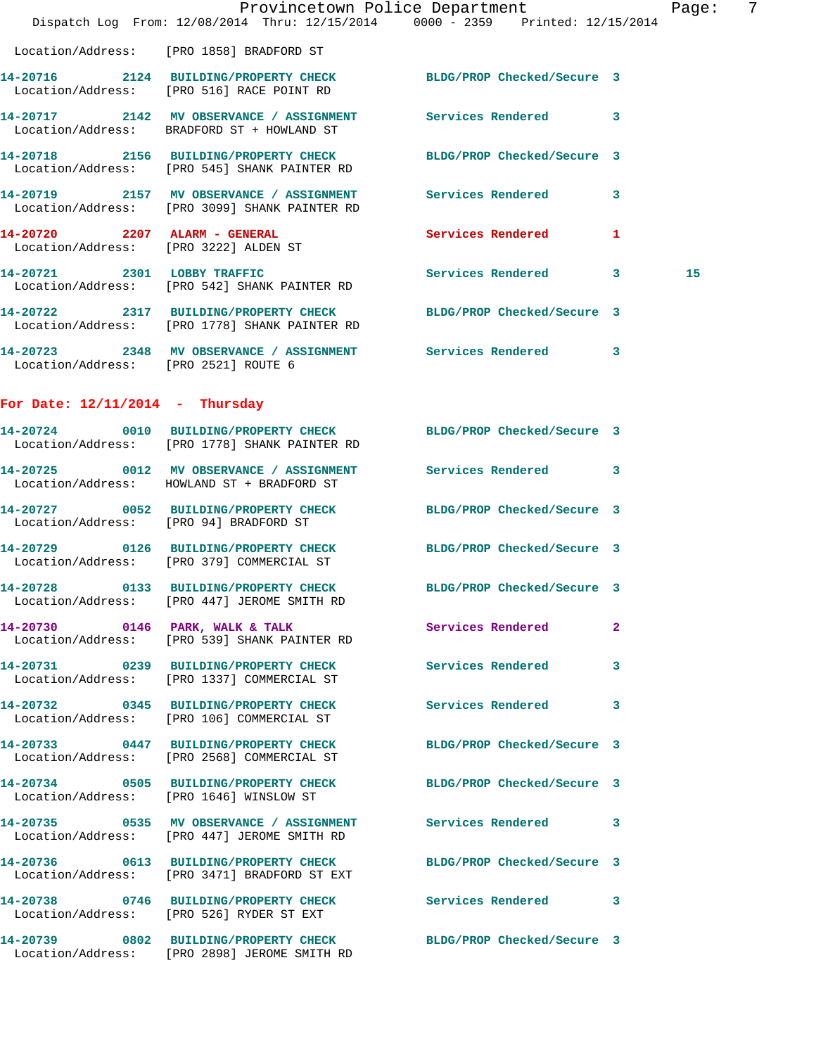Location/Address: [PRO 1858] BRADFORD ST

**14-20716** 2124 BUILDING/PROPERTY CHECK BLDG/PROP Checked/Secure 3
Location/Address: [PRO 516] RACE POINT RD

**14-20717** 2142 MV OBSERVANCE / ASSIGNMENT Services Rendered 3
Location/Address: BRADFORD ST + HOWLAND ST

**14-20718** 2156 BUILDING/PROPERTY CHECK BLDG/PROP Checked/Secure 3
Location/Address: [PRO 545] SHANK PAINTER RD

**14-20719** 2157 MV OBSERVANCE / ASSIGNMENT Services Rendered 3
Location/Address: [PRO 3099] SHANK PAINTER RD

**14-20720** 2207 ALARM - GENERAL Services Rendered 1
Location/Address: [PRO 3222] ALDEN ST

**14-20721** 2301 LOBBY TRAFFIC Services Rendered 3 15
Location/Address: [PRO 542] SHANK PAINTER RD

**14-20722** 2317 BUILDING/PROPERTY CHECK BLDG/PROP Checked/Secure 3
Location/Address: [PRO 1778] SHANK PAINTER RD

**14-20723** 2348 MV OBSERVANCE / ASSIGNMENT Services Rendered 3
Location/Address: [PRO 2521] ROUTE 6

## For Date: 12/11/2014 - Thursday

**14-20724** 0010 BUILDING/PROPERTY CHECK BLDG/PROP Checked/Secure 3
Location/Address: [PRO 1778] SHANK PAINTER RD

**14-20725** 0012 MV OBSERVANCE / ASSIGNMENT Services Rendered 3
Location/Address: HOWLAND ST + BRADFORD ST

**14-20727** 0052 BUILDING/PROPERTY CHECK BLDG/PROP Checked/Secure 3
Location/Address: [PRO 94] BRADFORD ST

**14-20729** 0126 BUILDING/PROPERTY CHECK BLDG/PROP Checked/Secure 3
Location/Address: [PRO 379] COMMERCIAL ST

**14-20728** 0133 BUILDING/PROPERTY CHECK BLDG/PROP Checked/Secure 3
Location/Address: [PRO 447] JEROME SMITH RD

**14-20730** 0146 PARK, WALK & TALK Services Rendered 2
Location/Address: [PRO 539] SHANK PAINTER RD

**14-20731** 0239 BUILDING/PROPERTY CHECK Services Rendered 3
Location/Address: [PRO 1337] COMMERCIAL ST

**14-20732** 0345 BUILDING/PROPERTY CHECK Services Rendered 3
Location/Address: [PRO 106] COMMERCIAL ST

**14-20733** 0447 BUILDING/PROPERTY CHECK BLDG/PROP Checked/Secure 3
Location/Address: [PRO 2568] COMMERCIAL ST

**14-20734** 0505 BUILDING/PROPERTY CHECK BLDG/PROP Checked/Secure 3
Location/Address: [PRO 1646] WINSLOW ST

**14-20735** 0535 MV OBSERVANCE / ASSIGNMENT Services Rendered 3
Location/Address: [PRO 447] JEROME SMITH RD

**14-20736** 0613 BUILDING/PROPERTY CHECK BLDG/PROP Checked/Secure 3
Location/Address: [PRO 3471] BRADFORD ST EXT

**14-20738** 0746 BUILDING/PROPERTY CHECK Services Rendered 3
Location/Address: [PRO 526] RYDER ST EXT

**14-20739** 0802 BUILDING/PROPERTY CHECK BLDG/PROP Checked/Secure 3
Location/Address: [PRO 2898] JEROME SMITH RD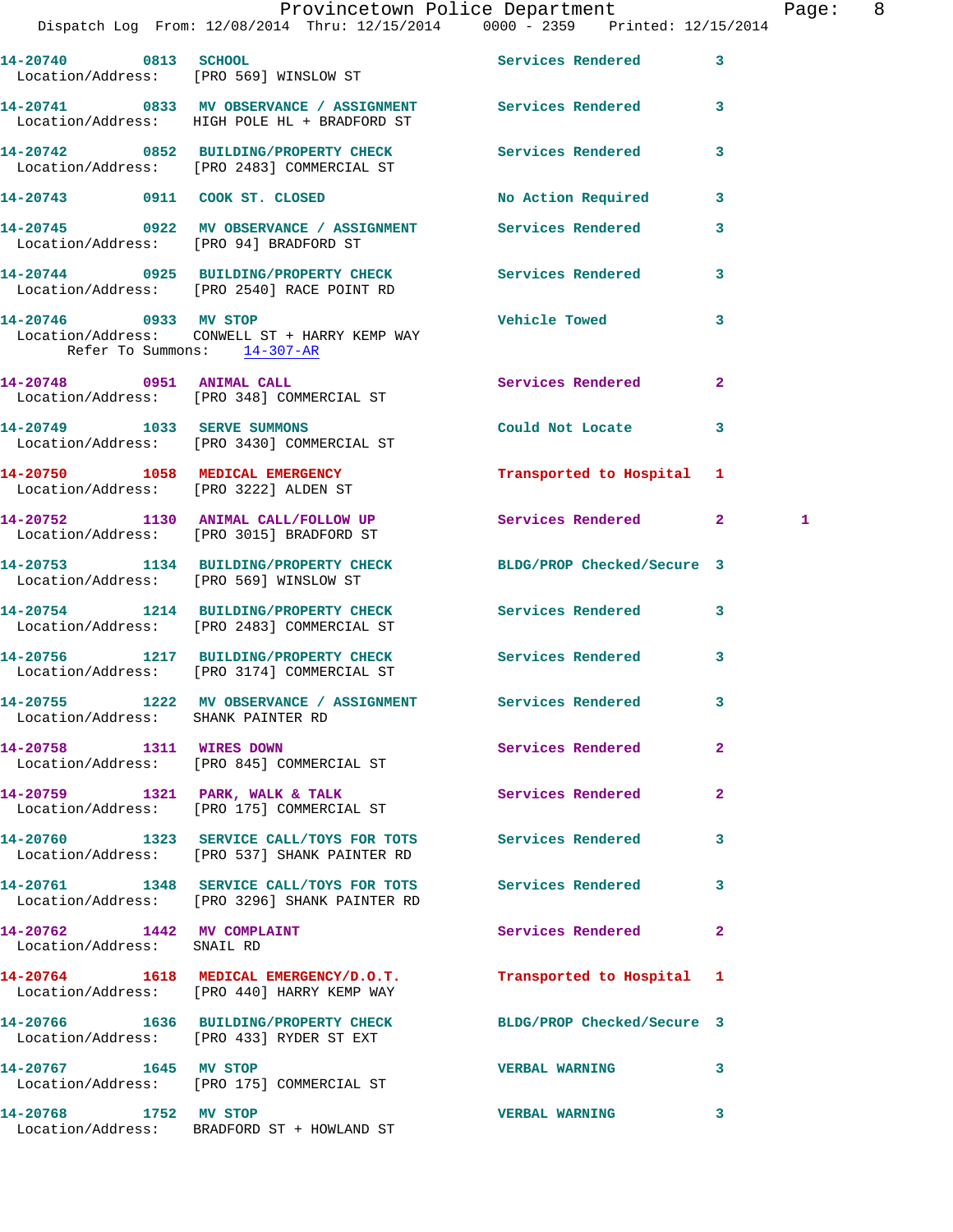14-20740 0813 SCHOOL Services Rendered 3
Location/Address: [PRO 569] WINSLOW ST

14-20741 0833 MV OBSERVANCE / ASSIGNMENT Services Rendered 3
Location/Address: HIGH POLE HL + BRADFORD ST

14-20742 0852 BUILDING/PROPERTY CHECK Services Rendered 3
Location/Address: [PRO 2483] COMMERCIAL ST

14-20743 0911 COOK ST. CLOSED No Action Required 3

14-20745 0922 MV OBSERVANCE / ASSIGNMENT Services Rendered 3
Location/Address: [PRO 94] BRADFORD ST

14-20744 0925 BUILDING/PROPERTY CHECK Services Rendered 3
Location/Address: [PRO 2540] RACE POINT RD

14-20746 0933 MV STOP Vehicle Towed 3
Location/Address: CONWELL ST + HARRY KEMP WAY
Refer To Summons: 14-307-AR

14-20748 0951 ANIMAL CALL Services Rendered 2
Location/Address: [PRO 348] COMMERCIAL ST

14-20749 1033 SERVE SUMMONS Could Not Locate 3
Location/Address: [PRO 3430] COMMERCIAL ST

14-20750 1058 MEDICAL EMERGENCY Transported to Hospital 1
Location/Address: [PRO 3222] ALDEN ST

14-20752 1130 ANIMAL CALL/FOLLOW UP Services Rendered 2 1
Location/Address: [PRO 3015] BRADFORD ST

14-20753 1134 BUILDING/PROPERTY CHECK BLDG/PROP Checked/Secure 3
Location/Address: [PRO 569] WINSLOW ST

14-20754 1214 BUILDING/PROPERTY CHECK Services Rendered 3
Location/Address: [PRO 2483] COMMERCIAL ST

14-20756 1217 BUILDING/PROPERTY CHECK Services Rendered 3
Location/Address: [PRO 3174] COMMERCIAL ST

14-20755 1222 MV OBSERVANCE / ASSIGNMENT Services Rendered 3
Location/Address: SHANK PAINTER RD

14-20758 1311 WIRES DOWN Services Rendered 2
Location/Address: [PRO 845] COMMERCIAL ST

14-20759 1321 PARK, WALK & TALK Services Rendered 2
Location/Address: [PRO 175] COMMERCIAL ST

14-20760 1323 SERVICE CALL/TOYS FOR TOTS Services Rendered 3
Location/Address: [PRO 537] SHANK PAINTER RD

14-20761 1348 SERVICE CALL/TOYS FOR TOTS Services Rendered 3
Location/Address: [PRO 3296] SHANK PAINTER RD

14-20762 1442 MV COMPLAINT Services Rendered 2
Location/Address: SNAIL RD

14-20764 1618 MEDICAL EMERGENCY/D.O.T. Transported to Hospital 1
Location/Address: [PRO 440] HARRY KEMP WAY

14-20766 1636 BUILDING/PROPERTY CHECK BLDG/PROP Checked/Secure 3
Location/Address: [PRO 433] RYDER ST EXT

14-20767 1645 MV STOP VERBAL WARNING 3
Location/Address: [PRO 175] COMMERCIAL ST

14-20768 1752 MV STOP VERBAL WARNING 3
Location/Address: BRADFORD ST + HOWLAND ST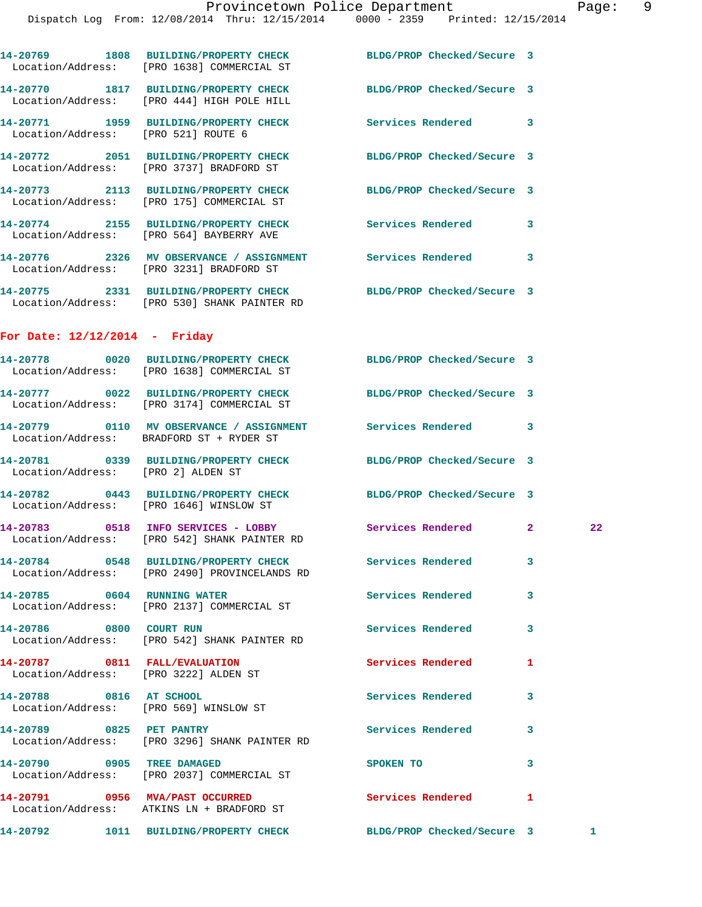14-20769 1808 BUILDING/PROPERTY CHECK BLDG/PROP Checked/Secure 3
Location/Address: [PRO 1638] COMMERCIAL ST

14-20770 1817 BUILDING/PROPERTY CHECK BLDG/PROP Checked/Secure 3
Location/Address: [PRO 444] HIGH POLE HILL

14-20771 1959 BUILDING/PROPERTY CHECK Services Rendered 3
Location/Address: [PRO 521] ROUTE 6

14-20772 2051 BUILDING/PROPERTY CHECK BLDG/PROP Checked/Secure 3
Location/Address: [PRO 3737] BRADFORD ST

14-20773 2113 BUILDING/PROPERTY CHECK BLDG/PROP Checked/Secure 3
Location/Address: [PRO 175] COMMERCIAL ST

14-20774 2155 BUILDING/PROPERTY CHECK Services Rendered 3
Location/Address: [PRO 564] BAYBERRY AVE

14-20776 2326 MV OBSERVANCE / ASSIGNMENT Services Rendered 3
Location/Address: [PRO 3231] BRADFORD ST

14-20775 2331 BUILDING/PROPERTY CHECK BLDG/PROP Checked/Secure 3
Location/Address: [PRO 530] SHANK PAINTER RD

**For Date: 12/12/2014 - Friday**

14-20778 0020 BUILDING/PROPERTY CHECK BLDG/PROP Checked/Secure 3
Location/Address: [PRO 1638] COMMERCIAL ST

14-20777 0022 BUILDING/PROPERTY CHECK BLDG/PROP Checked/Secure 3
Location/Address: [PRO 3174] COMMERCIAL ST

14-20779 0110 MV OBSERVANCE / ASSIGNMENT Services Rendered 3
Location/Address: BRADFORD ST + RYDER ST

14-20781 0339 BUILDING/PROPERTY CHECK BLDG/PROP Checked/Secure 3
Location/Address: [PRO 2] ALDEN ST

14-20782 0443 BUILDING/PROPERTY CHECK BLDG/PROP Checked/Secure 3
Location/Address: [PRO 1646] WINSLOW ST

14-20783 0518 INFO SERVICES - LOBBY Services Rendered 2 22
Location/Address: [PRO 542] SHANK PAINTER RD

14-20784 0548 BUILDING/PROPERTY CHECK Services Rendered 3
Location/Address: [PRO 2490] PROVINCELANDS RD

14-20785 0604 RUNNING WATER Services Rendered 3
Location/Address: [PRO 2137] COMMERCIAL ST

14-20786 0800 COURT RUN Services Rendered 3
Location/Address: [PRO 542] SHANK PAINTER RD

14-20787 0811 FALL/EVALUATION Services Rendered 1
Location/Address: [PRO 3222] ALDEN ST

14-20788 0816 AT SCHOOL Services Rendered 3
Location/Address: [PRO 569] WINSLOW ST

14-20789 0825 PET PANTRY Services Rendered 3
Location/Address: [PRO 3296] SHANK PAINTER RD

14-20790 0905 TREE DAMAGED SPOKEN TO 3
Location/Address: [PRO 2037] COMMERCIAL ST

14-20791 0956 MVA/PAST OCCURRED Services Rendered 1
Location/Address: ATKINS LN + BRADFORD ST

14-20792 1011 BUILDING/PROPERTY CHECK BLDG/PROP Checked/Secure 3 1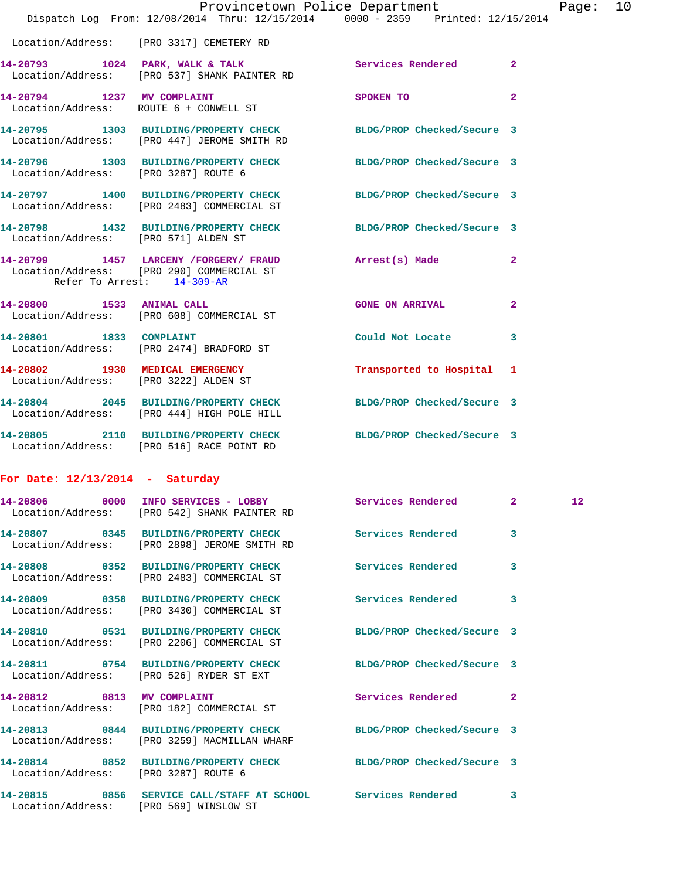Location/Address: [PRO 3317] CEMETERY RD

**14-20793** 1024 **PARK, WALK & TALK** Services Rendered 2
Location/Address: [PRO 537] SHANK PAINTER RD

**14-20794** 1237 **MV COMPLAINT** SPOKEN TO 2
Location/Address: ROUTE 6 + CONWELL ST

**14-20795** 1303 **BUILDING/PROPERTY CHECK** BLDG/PROP Checked/Secure 3
Location/Address: [PRO 447] JEROME SMITH RD

**14-20796** 1303 **BUILDING/PROPERTY CHECK** BLDG/PROP Checked/Secure 3
Location/Address: [PRO 3287] ROUTE 6

**14-20797** 1400 **BUILDING/PROPERTY CHECK** BLDG/PROP Checked/Secure 3
Location/Address: [PRO 2483] COMMERCIAL ST

**14-20798** 1432 **BUILDING/PROPERTY CHECK** BLDG/PROP Checked/Secure 3
Location/Address: [PRO 571] ALDEN ST

**14-20799** 1457 **LARCENY /FORGERY/ FRAUD** Arrest(s) Made 2
Location/Address: [PRO 290] COMMERCIAL ST
Refer To Arrest: 14-309-AR

**14-20800** 1533 **ANIMAL CALL** GONE ON ARRIVAL 2
Location/Address: [PRO 608] COMMERCIAL ST

**14-20801** 1833 **COMPLAINT** Could Not Locate 3
Location/Address: [PRO 2474] BRADFORD ST

**14-20802** 1930 **MEDICAL EMERGENCY** Transported to Hospital 1
Location/Address: [PRO 3222] ALDEN ST

**14-20804** 2045 **BUILDING/PROPERTY CHECK** BLDG/PROP Checked/Secure 3
Location/Address: [PRO 444] HIGH POLE HILL

**14-20805** 2110 **BUILDING/PROPERTY CHECK** BLDG/PROP Checked/Secure 3
Location/Address: [PRO 516] RACE POINT RD

## For Date: 12/13/2014 - Saturday

**14-20806** 0000 **INFO SERVICES - LOBBY** Services Rendered 2 12
Location/Address: [PRO 542] SHANK PAINTER RD

**14-20807** 0345 **BUILDING/PROPERTY CHECK** Services Rendered 3
Location/Address: [PRO 2898] JEROME SMITH RD

**14-20808** 0352 **BUILDING/PROPERTY CHECK** Services Rendered 3
Location/Address: [PRO 2483] COMMERCIAL ST

**14-20809** 0358 **BUILDING/PROPERTY CHECK** Services Rendered 3
Location/Address: [PRO 3430] COMMERCIAL ST

**14-20810** 0531 **BUILDING/PROPERTY CHECK** BLDG/PROP Checked/Secure 3
Location/Address: [PRO 2206] COMMERCIAL ST

**14-20811** 0754 **BUILDING/PROPERTY CHECK** BLDG/PROP Checked/Secure 3
Location/Address: [PRO 526] RYDER ST EXT

**14-20812** 0813 **MV COMPLAINT** Services Rendered 2
Location/Address: [PRO 182] COMMERCIAL ST

**14-20813** 0844 **BUILDING/PROPERTY CHECK** BLDG/PROP Checked/Secure 3
Location/Address: [PRO 3259] MACMILLAN WHARF

**14-20814** 0852 **BUILDING/PROPERTY CHECK** BLDG/PROP Checked/Secure 3
Location/Address: [PRO 3287] ROUTE 6

**14-20815** 0856 **SERVICE CALL/STAFF AT SCHOOL** Services Rendered 3
Location/Address: [PRO 569] WINSLOW ST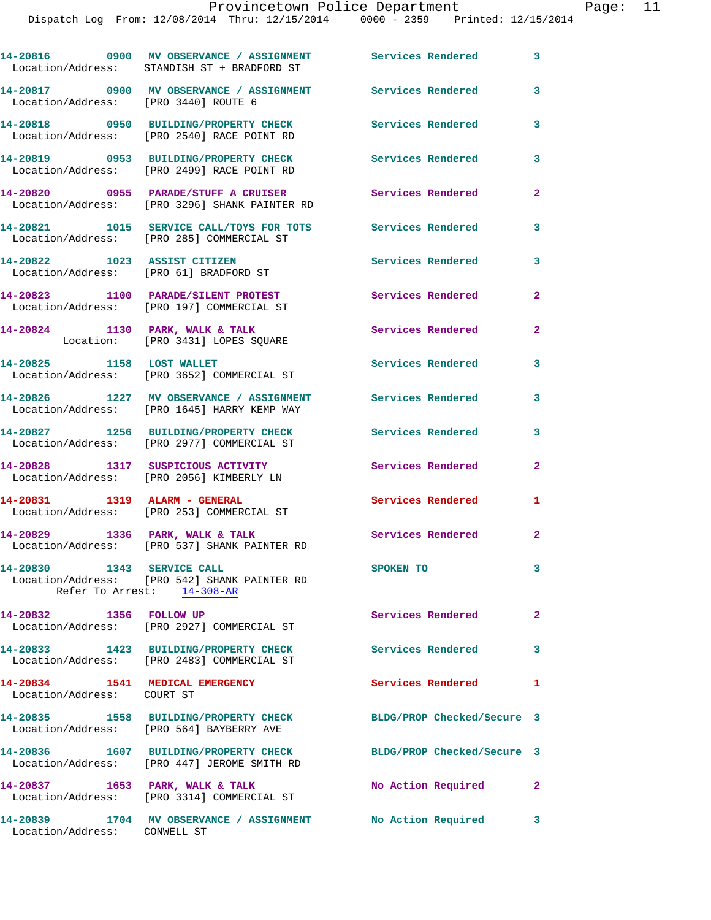14-20816 0900 MV OBSERVANCE / ASSIGNMENT Services Rendered 3
Location/Address: STANDISH ST + BRADFORD ST

14-20817 0900 MV OBSERVANCE / ASSIGNMENT Services Rendered 3
Location/Address: [PRO 3440] ROUTE 6

14-20818 0950 BUILDING/PROPERTY CHECK Services Rendered 3
Location/Address: [PRO 2540] RACE POINT RD

14-20819 0953 BUILDING/PROPERTY CHECK Services Rendered 3
Location/Address: [PRO 2499] RACE POINT RD

14-20820 0955 PARADE/STUFF A CRUISER Services Rendered 2
Location/Address: [PRO 3296] SHANK PAINTER RD

14-20821 1015 SERVICE CALL/TOYS FOR TOTS Services Rendered 3
Location/Address: [PRO 285] COMMERCIAL ST

14-20822 1023 ASSIST CITIZEN Services Rendered 3
Location/Address: [PRO 61] BRADFORD ST

14-20823 1100 PARADE/SILENT PROTEST Services Rendered 2
Location/Address: [PRO 197] COMMERCIAL ST

14-20824 1130 PARK, WALK & TALK Services Rendered 2
Location: [PRO 3431] LOPES SQUARE

14-20825 1158 LOST WALLET Services Rendered 3
Location/Address: [PRO 3652] COMMERCIAL ST

14-20826 1227 MV OBSERVANCE / ASSIGNMENT Services Rendered 3
Location/Address: [PRO 1645] HARRY KEMP WAY

14-20827 1256 BUILDING/PROPERTY CHECK Services Rendered 3
Location/Address: [PRO 2977] COMMERCIAL ST

14-20828 1317 SUSPICIOUS ACTIVITY Services Rendered 2
Location/Address: [PRO 2056] KIMBERLY LN

14-20831 1319 ALARM - GENERAL Services Rendered 1
Location/Address: [PRO 253] COMMERCIAL ST

14-20829 1336 PARK, WALK & TALK Services Rendered 2
Location/Address: [PRO 537] SHANK PAINTER RD

14-20830 1343 SERVICE CALL SPOKEN TO 3
Location/Address: [PRO 542] SHANK PAINTER RD
Refer To Arrest: 14-308-AR

14-20832 1356 FOLLOW UP Services Rendered 2
Location/Address: [PRO 2927] COMMERCIAL ST

14-20833 1423 BUILDING/PROPERTY CHECK Services Rendered 3
Location/Address: [PRO 2483] COMMERCIAL ST

14-20834 1541 MEDICAL EMERGENCY Services Rendered 1
Location/Address: COURT ST

14-20835 1558 BUILDING/PROPERTY CHECK BLDG/PROP Checked/Secure 3
Location/Address: [PRO 564] BAYBERRY AVE

14-20836 1607 BUILDING/PROPERTY CHECK BLDG/PROP Checked/Secure 3
Location/Address: [PRO 447] JEROME SMITH RD

14-20837 1653 PARK, WALK & TALK No Action Required 2
Location/Address: [PRO 3314] COMMERCIAL ST

14-20839 1704 MV OBSERVANCE / ASSIGNMENT No Action Required 3
Location/Address: CONWELL ST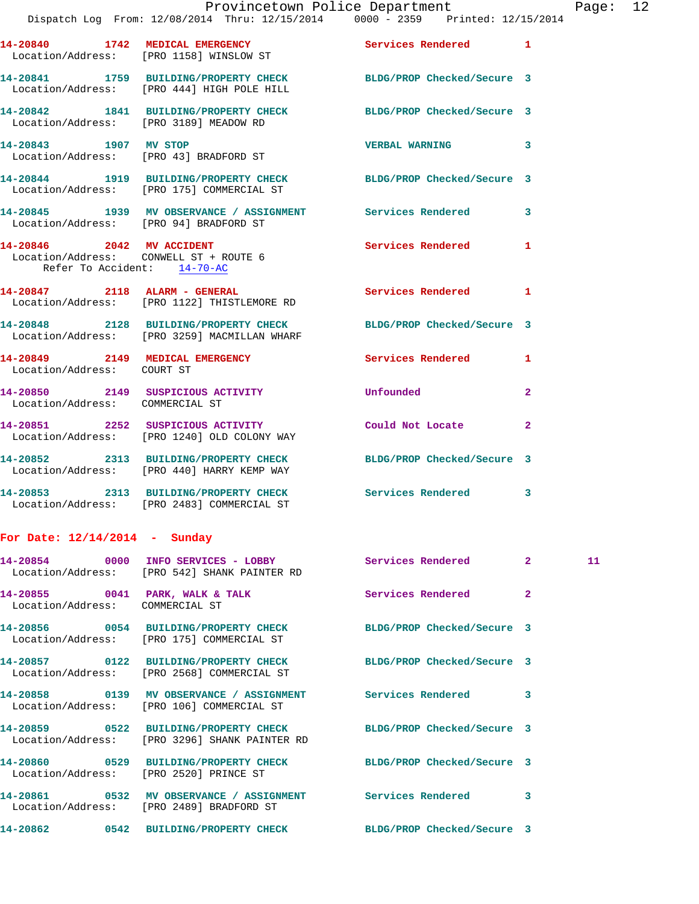**14-20840 1742 MEDICAL EMERGENCY** Services Rendered 1
Location/Address: [PRO 1158] WINSLOW ST

**14-20841 1759 BUILDING/PROPERTY CHECK** BLDG/PROP Checked/Secure 3
Location/Address: [PRO 444] HIGH POLE HILL

**14-20842 1841 BUILDING/PROPERTY CHECK** BLDG/PROP Checked/Secure 3
Location/Address: [PRO 3189] MEADOW RD

**14-20843 1907 MV STOP** VERBAL WARNING 3
Location/Address: [PRO 43] BRADFORD ST

**14-20844 1919 BUILDING/PROPERTY CHECK** BLDG/PROP Checked/Secure 3
Location/Address: [PRO 175] COMMERCIAL ST

**14-20845 1939 MV OBSERVANCE / ASSIGNMENT** Services Rendered 3
Location/Address: [PRO 94] BRADFORD ST

**14-20846 2042 MV ACCIDENT** Services Rendered 1
Location/Address: CONWELL ST + ROUTE 6
Refer To Accident: 14-70-AC

**14-20847 2118 ALARM - GENERAL** Services Rendered 1
Location/Address: [PRO 1122] THISTLEMORE RD

**14-20848 2128 BUILDING/PROPERTY CHECK** BLDG/PROP Checked/Secure 3
Location/Address: [PRO 3259] MACMILLAN WHARF

**14-20849 2149 MEDICAL EMERGENCY** Services Rendered 1
Location/Address: COURT ST

**14-20850 2149 SUSPICIOUS ACTIVITY** Unfounded 2
Location/Address: COMMERCIAL ST

**14-20851 2252 SUSPICIOUS ACTIVITY** Could Not Locate 2
Location/Address: [PRO 1240] OLD COLONY WAY

**14-20852 2313 BUILDING/PROPERTY CHECK** BLDG/PROP Checked/Secure 3
Location/Address: [PRO 440] HARRY KEMP WAY

**14-20853 2313 BUILDING/PROPERTY CHECK** Services Rendered 3
Location/Address: [PRO 2483] COMMERCIAL ST

## For Date: 12/14/2014 - Sunday

**14-20854 0000 INFO SERVICES - LOBBY** Services Rendered 2 11
Location/Address: [PRO 542] SHANK PAINTER RD

**14-20855 0041 PARK, WALK & TALK** Services Rendered 2
Location/Address: COMMERCIAL ST

**14-20856 0054 BUILDING/PROPERTY CHECK** BLDG/PROP Checked/Secure 3
Location/Address: [PRO 175] COMMERCIAL ST

**14-20857 0122 BUILDING/PROPERTY CHECK** BLDG/PROP Checked/Secure 3
Location/Address: [PRO 2568] COMMERCIAL ST

**14-20858 0139 MV OBSERVANCE / ASSIGNMENT** Services Rendered 3
Location/Address: [PRO 106] COMMERCIAL ST

**14-20859 0522 BUILDING/PROPERTY CHECK** BLDG/PROP Checked/Secure 3
Location/Address: [PRO 3296] SHANK PAINTER RD

**14-20860 0529 BUILDING/PROPERTY CHECK** BLDG/PROP Checked/Secure 3
Location/Address: [PRO 2520] PRINCE ST

**14-20861 0532 MV OBSERVANCE / ASSIGNMENT** Services Rendered 3
Location/Address: [PRO 2489] BRADFORD ST

**14-20862 0542 BUILDING/PROPERTY CHECK** BLDG/PROP Checked/Secure 3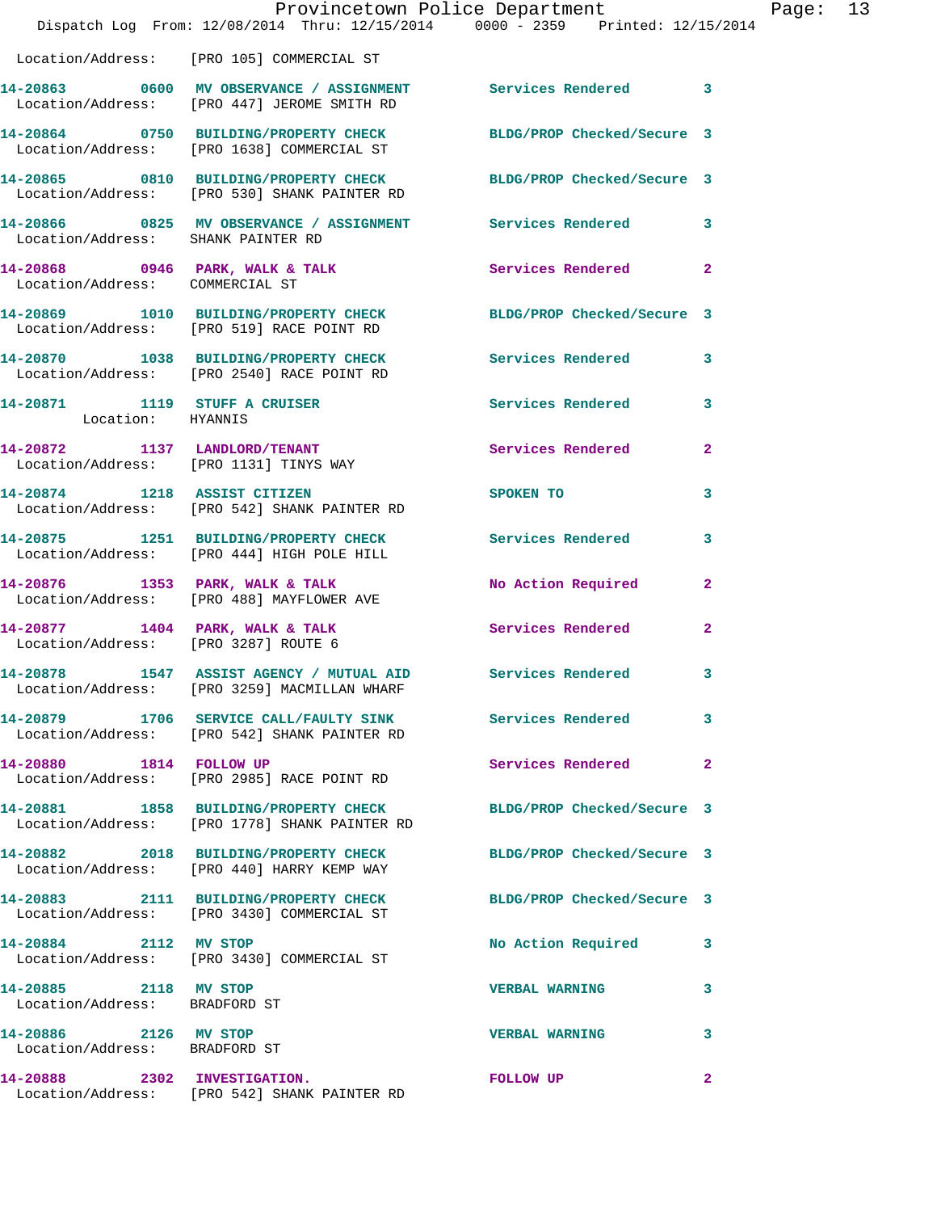Location/Address: [PRO 105] COMMERCIAL ST

**14-20863 0600 MV OBSERVANCE / ASSIGNMENT** Services Rendered 3
Location/Address: [PRO 447] JEROME SMITH RD

**14-20864 0750 BUILDING/PROPERTY CHECK** BLDG/PROP Checked/Secure 3
Location/Address: [PRO 1638] COMMERCIAL ST

**14-20865 0810 BUILDING/PROPERTY CHECK** BLDG/PROP Checked/Secure 3
Location/Address: [PRO 530] SHANK PAINTER RD

**14-20866 0825 MV OBSERVANCE / ASSIGNMENT** Services Rendered 3
Location/Address: SHANK PAINTER RD

**14-20868 0946 PARK, WALK & TALK** Services Rendered 2
Location/Address: COMMERCIAL ST

**14-20869 1010 BUILDING/PROPERTY CHECK** BLDG/PROP Checked/Secure 3
Location/Address: [PRO 519] RACE POINT RD

**14-20870 1038 BUILDING/PROPERTY CHECK** Services Rendered 3
Location/Address: [PRO 2540] RACE POINT RD

**14-20871 1119 STUFF A CRUISER** Services Rendered 3
Location: HYANNIS

**14-20872 1137 LANDLORD/TENANT** Services Rendered 2
Location/Address: [PRO 1131] TINYS WAY

**14-20874 1218 ASSIST CITIZEN** SPOKEN TO 3
Location/Address: [PRO 542] SHANK PAINTER RD

**14-20875 1251 BUILDING/PROPERTY CHECK** Services Rendered 3
Location/Address: [PRO 444] HIGH POLE HILL

**14-20876 1353 PARK, WALK & TALK** No Action Required 2
Location/Address: [PRO 488] MAYFLOWER AVE

**14-20877 1404 PARK, WALK & TALK** Services Rendered 2
Location/Address: [PRO 3287] ROUTE 6

**14-20878 1547 ASSIST AGENCY / MUTUAL AID** Services Rendered 3
Location/Address: [PRO 3259] MACMILLAN WHARF

**14-20879 1706 SERVICE CALL/FAULTY SINK** Services Rendered 3
Location/Address: [PRO 542] SHANK PAINTER RD

**14-20880 1814 FOLLOW UP** Services Rendered 2
Location/Address: [PRO 2985] RACE POINT RD

**14-20881 1858 BUILDING/PROPERTY CHECK** BLDG/PROP Checked/Secure 3
Location/Address: [PRO 1778] SHANK PAINTER RD

**14-20882 2018 BUILDING/PROPERTY CHECK** BLDG/PROP Checked/Secure 3
Location/Address: [PRO 440] HARRY KEMP WAY

**14-20883 2111 BUILDING/PROPERTY CHECK** BLDG/PROP Checked/Secure 3
Location/Address: [PRO 3430] COMMERCIAL ST

**14-20884 2112 MV STOP** No Action Required 3
Location/Address: [PRO 3430] COMMERCIAL ST

**14-20885 2118 MV STOP** VERBAL WARNING 3
Location/Address: BRADFORD ST

**14-20886 2126 MV STOP** VERBAL WARNING 3
Location/Address: BRADFORD ST

**14-20888 2302 INVESTIGATION.** FOLLOW UP 2
Location/Address: [PRO 542] SHANK PAINTER RD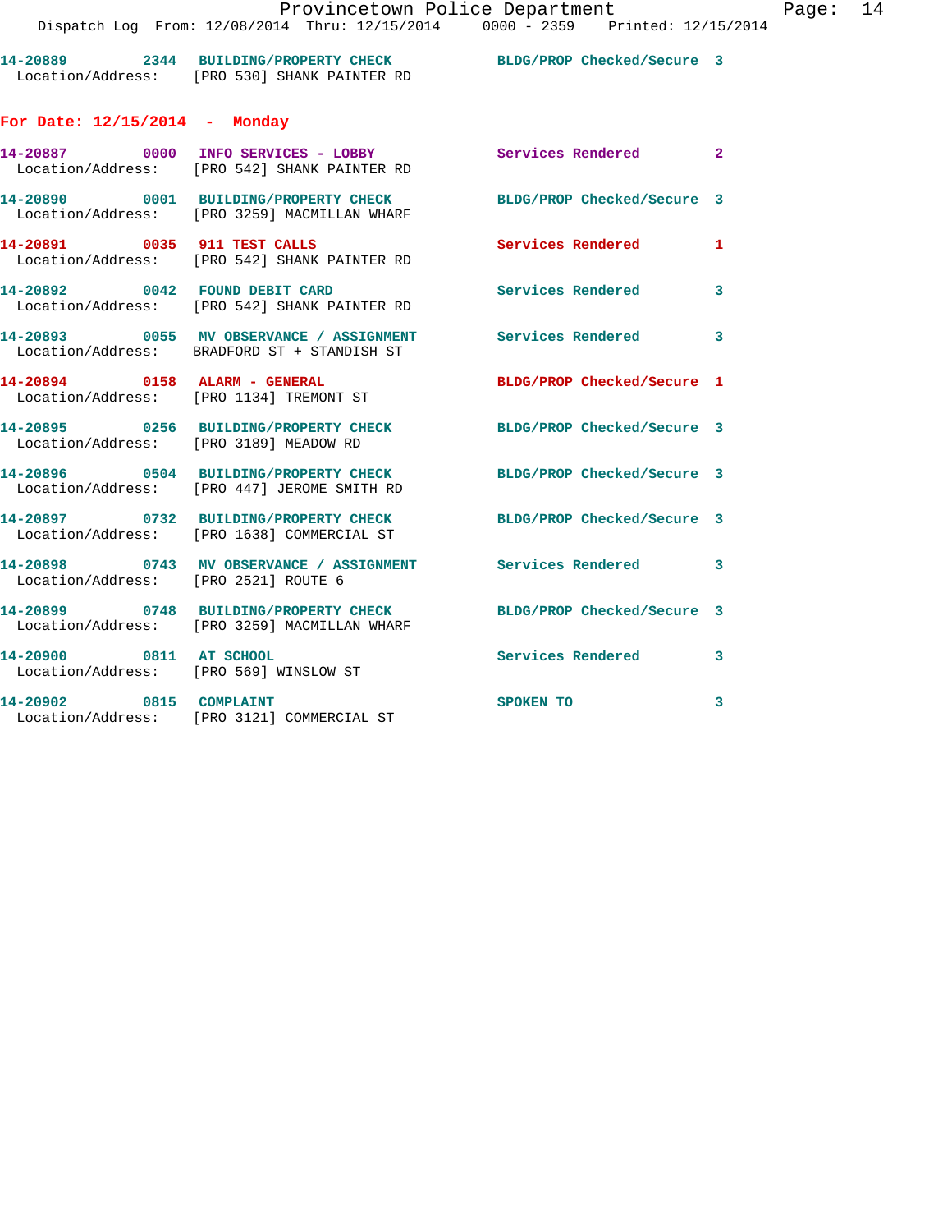14-20889 2344 BUILDING/PROPERTY CHECK BLDG/PROP Checked/Secure 3
Location/Address: [PRO 530] SHANK PAINTER RD

**For Date: 12/15/2014 - Monday**

14-20887 0000 INFO SERVICES - LOBBY Services Rendered 2
Location/Address: [PRO 542] SHANK PAINTER RD

14-20890 0001 BUILDING/PROPERTY CHECK BLDG/PROP Checked/Secure 3
Location/Address: [PRO 3259] MACMILLAN WHARF

14-20891 0035 911 TEST CALLS Services Rendered 1
Location/Address: [PRO 542] SHANK PAINTER RD

14-20892 0042 FOUND DEBIT CARD Services Rendered 3
Location/Address: [PRO 542] SHANK PAINTER RD

14-20893 0055 MV OBSERVANCE / ASSIGNMENT Services Rendered 3
Location/Address: BRADFORD ST + STANDISH ST

14-20894 0158 ALARM - GENERAL BLDG/PROP Checked/Secure 1
Location/Address: [PRO 1134] TREMONT ST

14-20895 0256 BUILDING/PROPERTY CHECK BLDG/PROP Checked/Secure 3
Location/Address: [PRO 3189] MEADOW RD

14-20896 0504 BUILDING/PROPERTY CHECK BLDG/PROP Checked/Secure 3
Location/Address: [PRO 447] JEROME SMITH RD

14-20897 0732 BUILDING/PROPERTY CHECK BLDG/PROP Checked/Secure 3
Location/Address: [PRO 1638] COMMERCIAL ST

14-20898 0743 MV OBSERVANCE / ASSIGNMENT Services Rendered 3
Location/Address: [PRO 2521] ROUTE 6

14-20899 0748 BUILDING/PROPERTY CHECK BLDG/PROP Checked/Secure 3
Location/Address: [PRO 3259] MACMILLAN WHARF

14-20900 0811 AT SCHOOL Services Rendered 3
Location/Address: [PRO 569] WINSLOW ST

14-20902 0815 COMPLAINT SPOKEN TO 3
Location/Address: [PRO 3121] COMMERCIAL ST